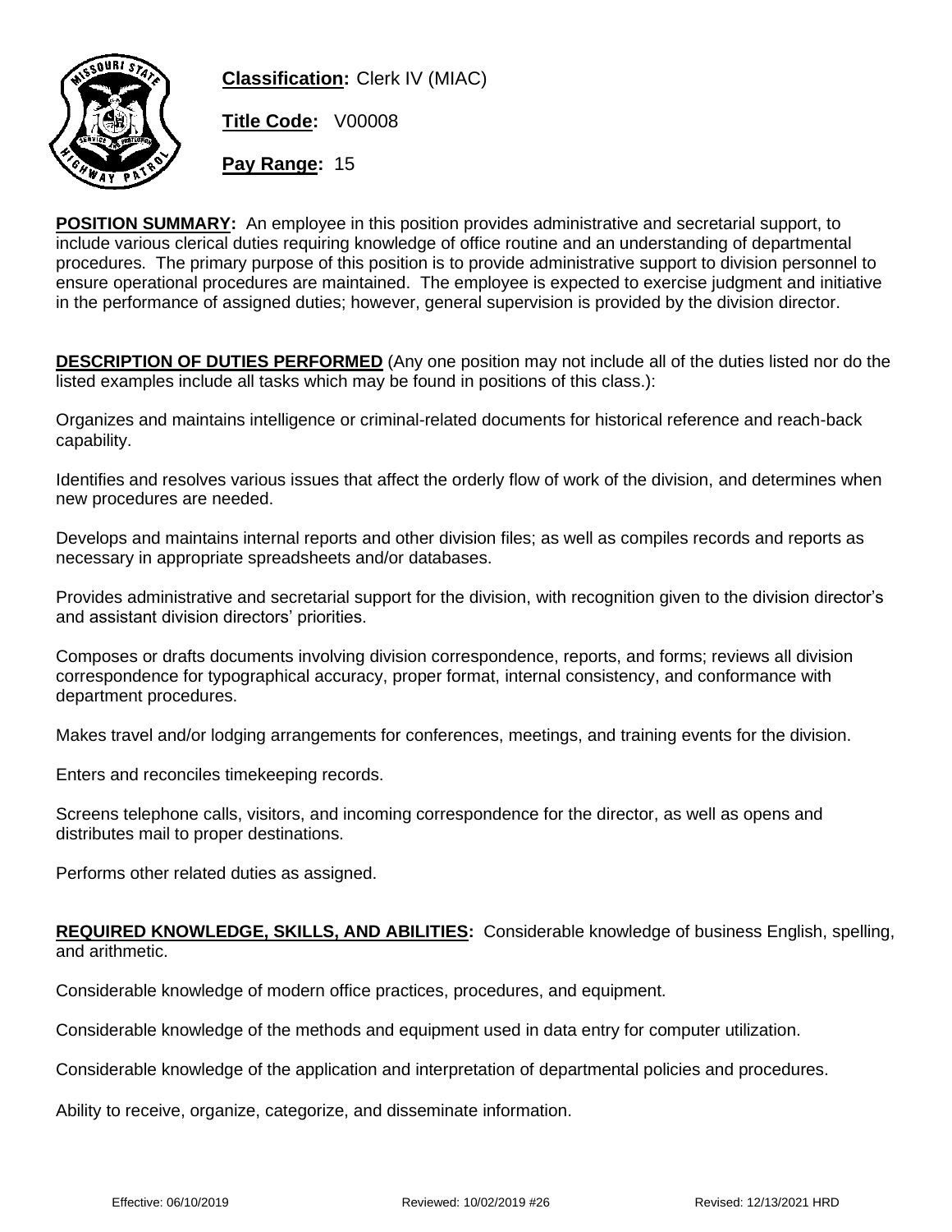**Classification:** Clerk IV (MIAC)

**Title Code:** V00008

**Pay Range:** 15

**POSITION SUMMARY:** An employee in this position provides administrative and secretarial support, to include various clerical duties requiring knowledge of office routine and an understanding of departmental procedures. The primary purpose of this position is to provide administrative support to division personnel to ensure operational procedures are maintained. The employee is expected to exercise judgment and initiative in the performance of assigned duties; however, general supervision is provided by the division director.

**DESCRIPTION OF DUTIES PERFORMED** (Any one position may not include all of the duties listed nor do the listed examples include all tasks which may be found in positions of this class.):

Organizes and maintains intelligence or criminal-related documents for historical reference and reach-back capability.

Identifies and resolves various issues that affect the orderly flow of work of the division, and determines when new procedures are needed.

Develops and maintains internal reports and other division files; as well as compiles records and reports as necessary in appropriate spreadsheets and/or databases.

Provides administrative and secretarial support for the division, with recognition given to the division director's and assistant division directors' priorities.

Composes or drafts documents involving division correspondence, reports, and forms; reviews all division correspondence for typographical accuracy, proper format, internal consistency, and conformance with department procedures.

Makes travel and/or lodging arrangements for conferences, meetings, and training events for the division.

Enters and reconciles timekeeping records.

Screens telephone calls, visitors, and incoming correspondence for the director, as well as opens and distributes mail to proper destinations.

Performs other related duties as assigned.

**REQUIRED KNOWLEDGE, SKILLS, AND ABILITIES:** Considerable knowledge of business English, spelling, and arithmetic.

Considerable knowledge of modern office practices, procedures, and equipment.

Considerable knowledge of the methods and equipment used in data entry for computer utilization.

Considerable knowledge of the application and interpretation of departmental policies and procedures.

Ability to receive, organize, categorize, and disseminate information.

Effective: 06/10/2019 Reviewed: 10/02/2019 #26 Revised: 12/13/2021 HRD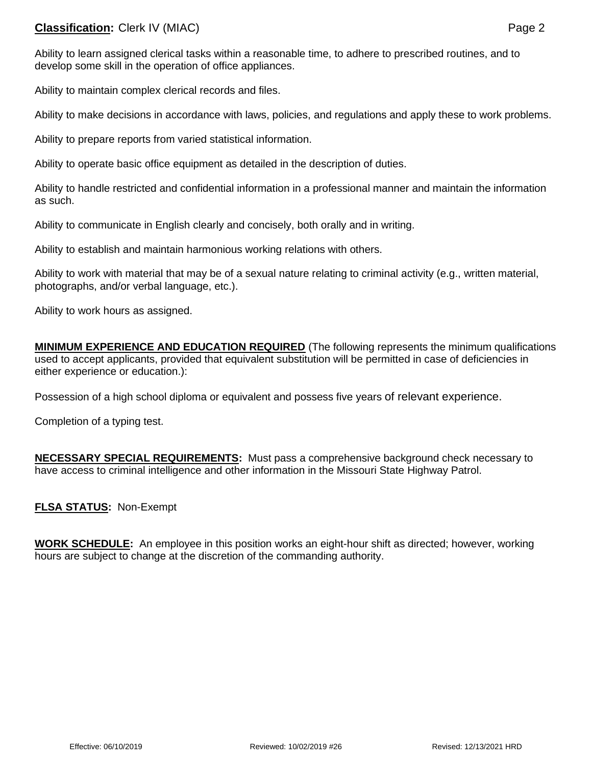Ability to learn assigned clerical tasks within a reasonable time, to adhere to prescribed routines, and to develop some skill in the operation of office appliances.

Ability to maintain complex clerical records and files.

Ability to make decisions in accordance with laws, policies, and regulations and apply these to work problems.

Ability to prepare reports from varied statistical information.

Ability to operate basic office equipment as detailed in the description of duties.

Ability to handle restricted and confidential information in a professional manner and maintain the information as such.

Ability to communicate in English clearly and concisely, both orally and in writing.

Ability to establish and maintain harmonious working relations with others.

Ability to work with material that may be of a sexual nature relating to criminal activity (e.g., written material, photographs, and/or verbal language, etc.).

Ability to work hours as assigned.

**MINIMUM EXPERIENCE AND EDUCATION REQUIRED** (The following represents the minimum qualifications used to accept applicants, provided that equivalent substitution will be permitted in case of deficiencies in either experience or education.):

Possession of a high school diploma or equivalent and possess five years of relevant experience.

Completion of a typing test.

**NECESSARY SPECIAL REQUIREMENTS:** Must pass a comprehensive background check necessary to have access to criminal intelligence and other information in the Missouri State Highway Patrol.

**FLSA STATUS:** Non-Exempt

**WORK SCHEDULE:** An employee in this position works an eight-hour shift as directed; however, working hours are subject to change at the discretion of the commanding authority.